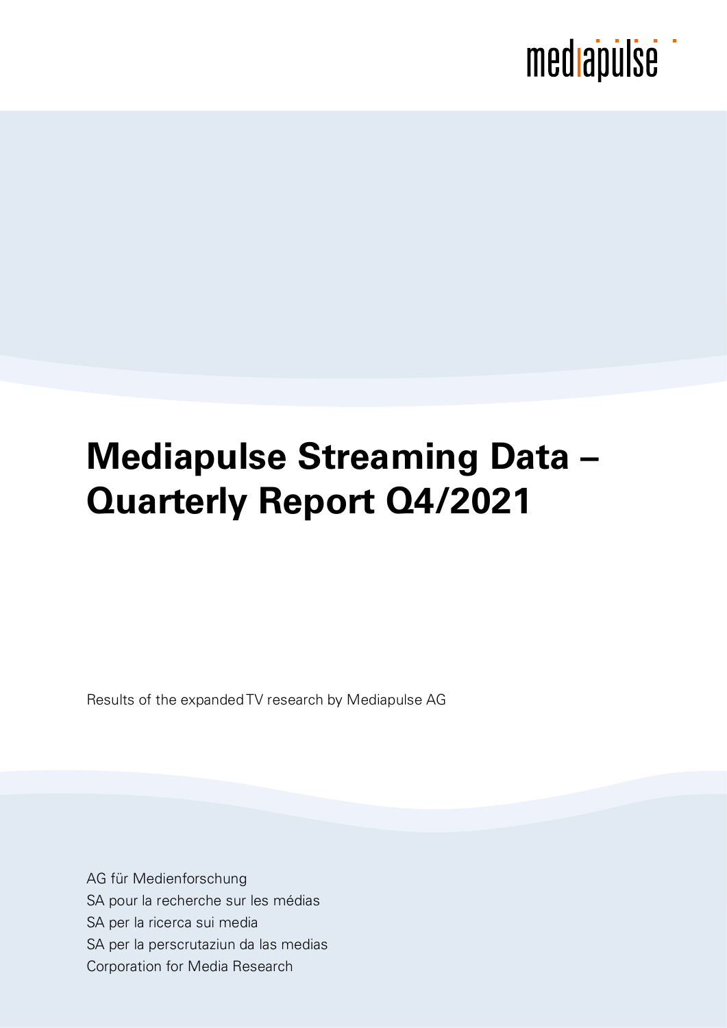mediapulse

# Mediapulse Streaming Data – Quarterly Report Q4/2021

Results of the expanded TV research by Mediapulse AG

AG für Medienforschung
SA pour la recherche sur les médias
SA per la ricerca sui media
SA per la perscrutaziun da las medias
Corporation for Media Research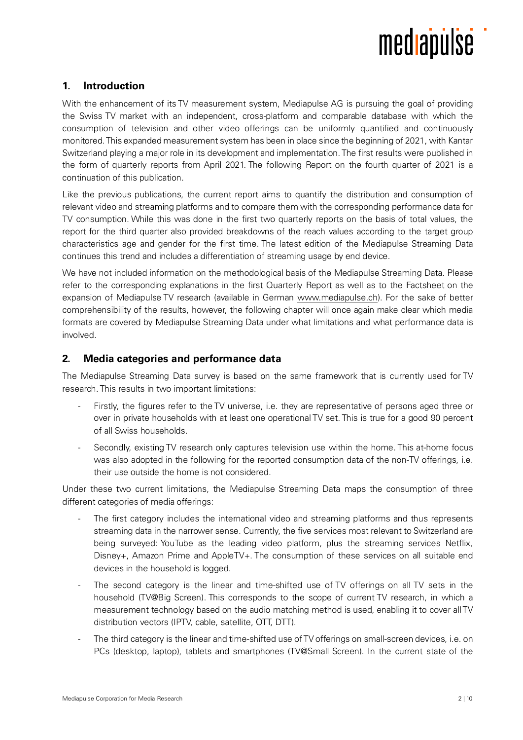## 1. Introduction

With the enhancement of its TV measurement system, Mediapulse AG is pursuing the goal of providing the Swiss TV market with an independent, cross-platform and comparable database with which the consumption of television and other video offerings can be uniformly quantified and continuously monitored. This expanded measurement system has been in place since the beginning of 2021, with Kantar Switzerland playing a major role in its development and implementation. The first results were published in the form of quarterly reports from April 2021. The following Report on the fourth quarter of 2021 is a continuation of this publication.

Like the previous publications, the current report aims to quantify the distribution and consumption of relevant video and streaming platforms and to compare them with the corresponding performance data for TV consumption. While this was done in the first two quarterly reports on the basis of total values, the report for the third quarter also provided breakdowns of the reach values according to the target group characteristics age and gender for the first time. The latest edition of the Mediapulse Streaming Data continues this trend and includes a differentiation of streaming usage by end device.

We have not included information on the methodological basis of the Mediapulse Streaming Data. Please refer to the corresponding explanations in the first Quarterly Report as well as to the Factsheet on the expansion of Mediapulse TV research (available in German www.mediapulse.ch). For the sake of better comprehensibility of the results, however, the following chapter will once again make clear which media formats are covered by Mediapulse Streaming Data under what limitations and what performance data is involved.

## 2. Media categories and performance data

The Mediapulse Streaming Data survey is based on the same framework that is currently used for TV research. This results in two important limitations:

- Firstly, the figures refer to the TV universe, i.e. they are representative of persons aged three or over in private households with at least one operational TV set. This is true for a good 90 percent of all Swiss households.
- Secondly, existing TV research only captures television use within the home. This at-home focus was also adopted in the following for the reported consumption data of the non-TV offerings, i.e. their use outside the home is not considered.

Under these two current limitations, the Mediapulse Streaming Data maps the consumption of three different categories of media offerings:

- The first category includes the international video and streaming platforms and thus represents streaming data in the narrower sense. Currently, the five services most relevant to Switzerland are being surveyed: YouTube as the leading video platform, plus the streaming services Netflix, Disney+, Amazon Prime and AppleTV+. The consumption of these services on all suitable end devices in the household is logged.
- The second category is the linear and time-shifted use of TV offerings on all TV sets in the household (TV@Big Screen). This corresponds to the scope of current TV research, in which a measurement technology based on the audio matching method is used, enabling it to cover all TV distribution vectors (IPTV, cable, satellite, OTT, DTT).
- The third category is the linear and time-shifted use of TV offerings on small-screen devices, i.e. on PCs (desktop, laptop), tablets and smartphones (TV@Small Screen). In the current state of the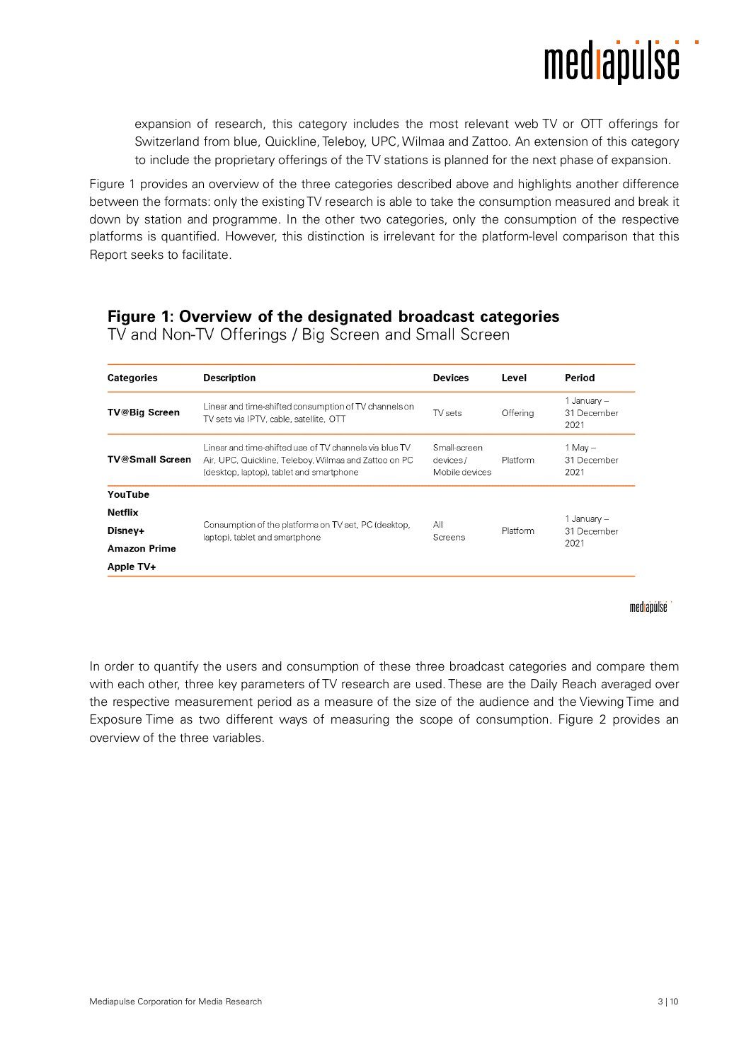expansion of research, this category includes the most relevant web TV or OTT offerings for Switzerland from blue, Quickline, Teleboy, UPC, Wilmaa and Zattoo. An extension of this category to include the proprietary offerings of the TV stations is planned for the next phase of expansion.

Figure 1 provides an overview of the three categories described above and highlights another difference between the formats: only the existing TV research is able to take the consumption measured and break it down by station and programme. In the other two categories, only the consumption of the respective platforms is quantified. However, this distinction is irrelevant for the platform-level comparison that this Report seeks to facilitate.

**Figure 1: Overview of the designated broadcast categories**
TV and Non-TV Offerings / Big Screen and Small Screen

| Categories | Description | Devices | Level | Period |
|---|---|---|---|---|
| **TV@Big Screen** | Linear and time-shifted consumption of TV channels on TV sets via IPTV, cable, satellite, OTT | TV sets | Offering | 1 January – 31 December 2021 |
| **TV@Small Screen** | Linear and time-shifted use of TV channels via blue TV Air, UPC, Quickline, Teleboy, Wilmaa and Zattoo on PC (desktop, laptop), tablet and smartphone | Small-screen devices / Mobile devices | Platform | 1 May – 31 December 2021 |
| **YouTube**<br>**Netflix**<br>**Disney+**<br>**Amazon Prime**<br>**Apple TV+** | Consumption of the platforms on TV set, PC (desktop, laptop), tablet and smartphone | All Screens | Platform | 1 January – 31 December 2021 |

In order to quantify the users and consumption of these three broadcast categories and compare them with each other, three key parameters of TV research are used. These are the Daily Reach averaged over the respective measurement period as a measure of the size of the audience and the Viewing Time and Exposure Time as two different ways of measuring the scope of consumption. Figure 2 provides an overview of the three variables.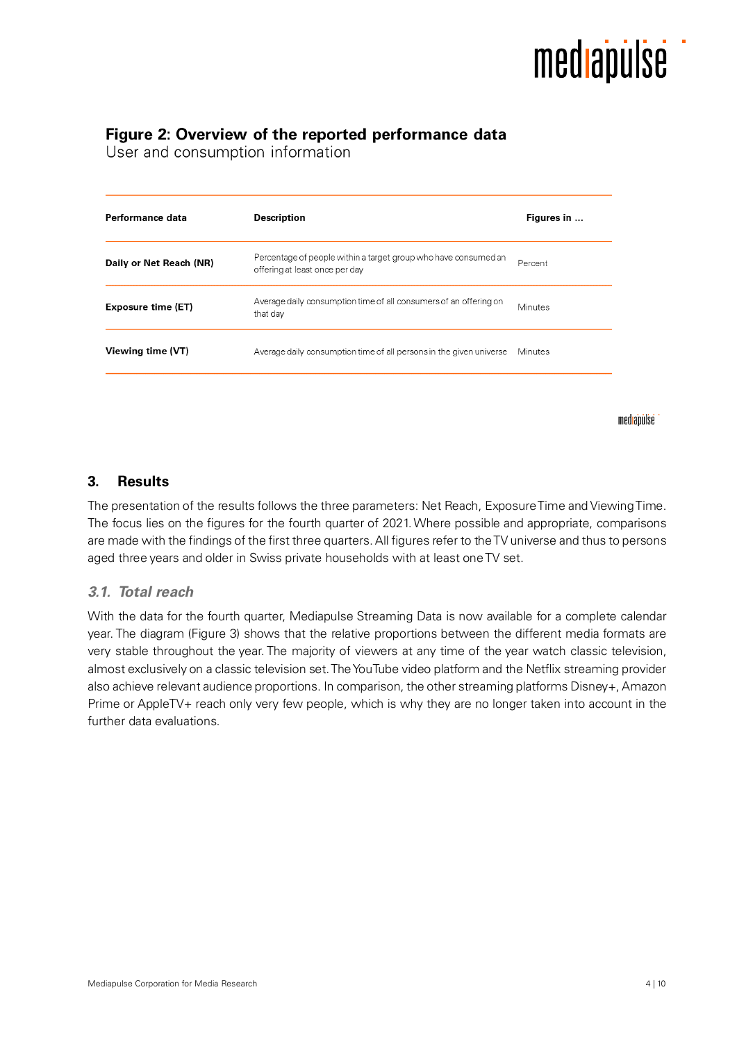**Figure 2: Overview of the reported performance data**
User and consumption information

| Performance data | Description | Figures in ... |
|---|---|---|
| **Daily or Net Reach (NR)** | Percentage of people within a target group who have consumed an offering at least once per day | Percent |
| **Exposure time (ET)** | Average daily consumption time of all consumers of an offering on that day | Minutes |
| **Viewing time (VT)** | Average daily consumption time of all persons in the given universe | Minutes |

## 3. Results

The presentation of the results follows the three parameters: Net Reach, Exposure Time and Viewing Time. The focus lies on the figures for the fourth quarter of 2021. Where possible and appropriate, comparisons are made with the findings of the first three quarters. All figures refer to the TV universe and thus to persons aged three years and older in Swiss private households with at least one TV set.

### *3.1. Total reach*

With the data for the fourth quarter, Mediapulse Streaming Data is now available for a complete calendar year. The diagram (Figure 3) shows that the relative proportions between the different media formats are very stable throughout the year. The majority of viewers at any time of the year watch classic television, almost exclusively on a classic television set. The YouTube video platform and the Netflix streaming provider also achieve relevant audience proportions. In comparison, the other streaming platforms Disney+, Amazon Prime or AppleTV+ reach only very few people, which is why they are no longer taken into account in the further data evaluations.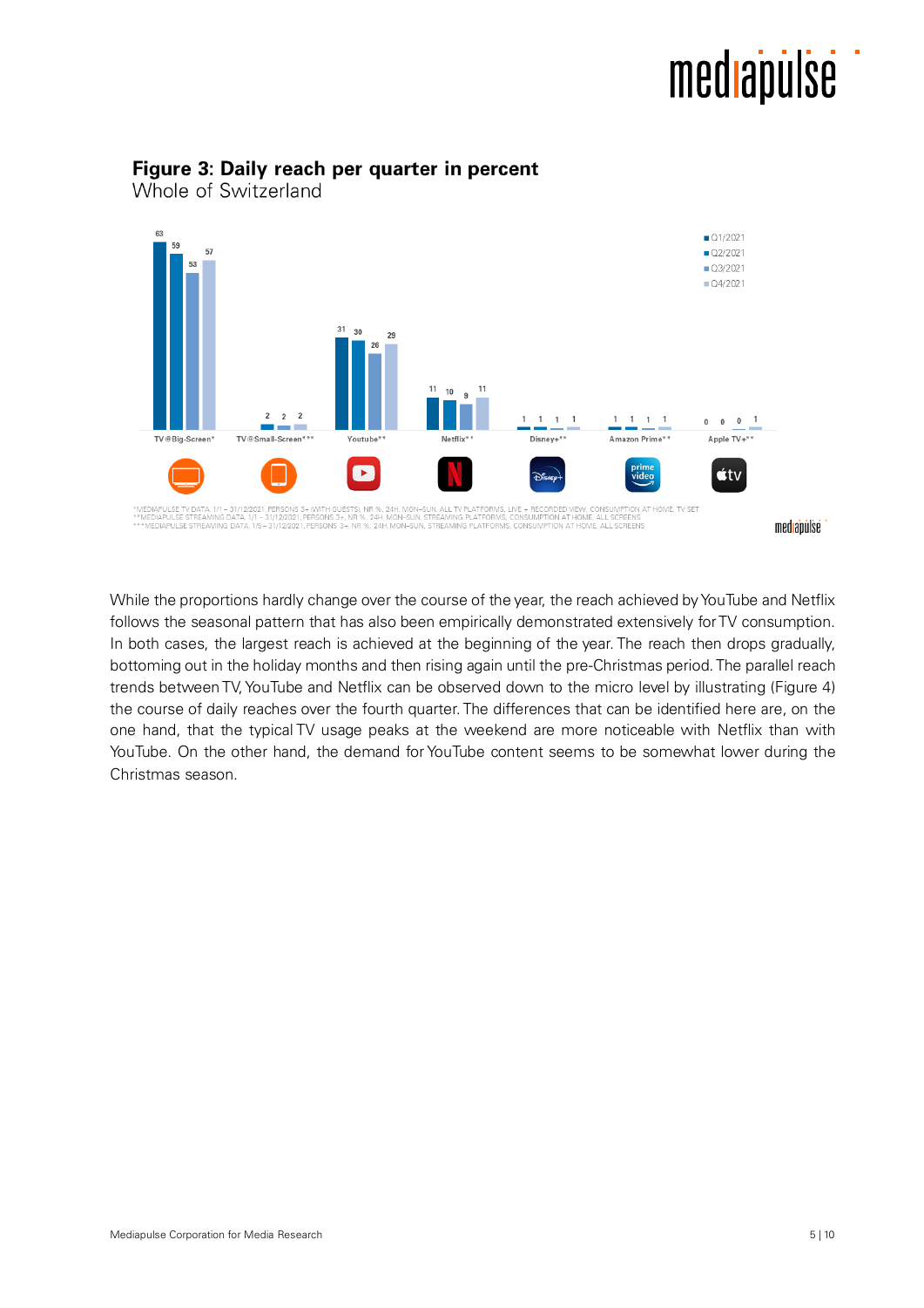**Figure 3: Daily reach per quarter in percent**
Whole of Switzerland

| | Q1/2021 | Q2/2021 | Q3/2021 | Q4/2021 |
|---|---|---|---|---|
| TV@Big-Screen* | 63 | 59 | 53 | 57 |
| TV@Small-Screen*** | | 2 | 2 | 2 |
| Youtube** | 31 | 30 | 26 | 29 |
| Netflix** | 11 | 10 | 9 | 11 |
| Disney+** | 1 | 1 | 1 | 1 |
| Amazon Prime** | 1 | 1 | 1 | 1 |
| Apple TV+** | 0 | 0 | 0 | 1 |

*MEDIAPULSE TV DATA, 1/1 – 31/12/2021, PERSONS 3+ (WITH GUESTS), NR %, 24H, MON–SUN, ALL TV PLATFORMS, LIVE + RECORDED VIEW, CONSUMPTION AT HOME, TV SET
**MEDIAPULSE STREAMING DATA, 1/1 – 31/12/2021, PERSONS 3+, NR %, 24H, MON–SUN, STREAMING PLATFORMS, CONSUMPTION AT HOME, ALL SCREENS
***MEDIAPULSE STREAMING DATA, 1/5 – 31/12/2021, PERSONS 3+, NR %, 24H, MON–SUN, STREAMING PLATFORMS, CONSUMPTION AT HOME, ALL SCREENS

While the proportions hardly change over the course of the year, the reach achieved by YouTube and Netflix follows the seasonal pattern that has also been empirically demonstrated extensively for TV consumption. In both cases, the largest reach is achieved at the beginning of the year. The reach then drops gradually, bottoming out in the holiday months and then rising again until the pre-Christmas period. The parallel reach trends between TV, YouTube and Netflix can be observed down to the micro level by illustrating (Figure 4) the course of daily reaches over the fourth quarter. The differences that can be identified here are, on the one hand, that the typical TV usage peaks at the weekend are more noticeable with Netflix than with YouTube. On the other hand, the demand for YouTube content seems to be somewhat lower during the Christmas season.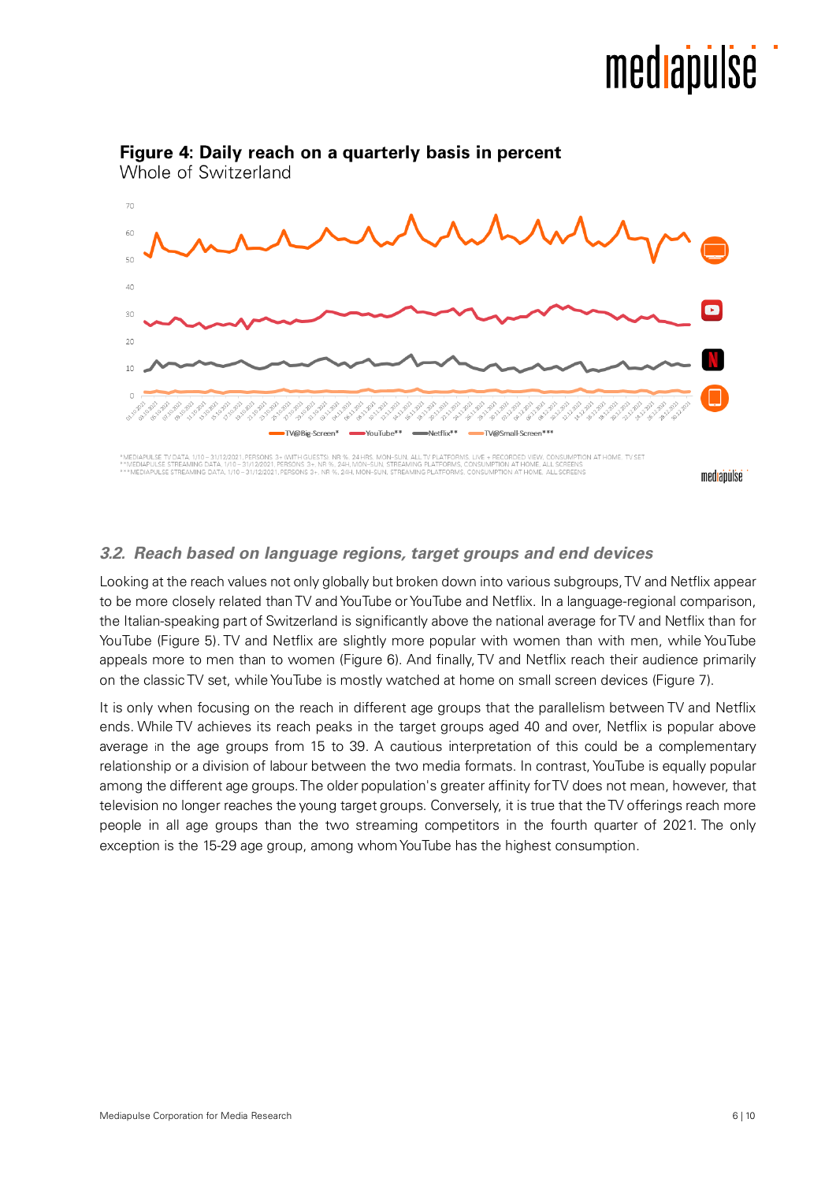**Figure 4: Daily reach on a quarterly basis in percent**
Whole of Switzerland

TV@Big-Screen* YouTube** Netflix** TV@Small-Screen***

*MEDIAPULSE TV DATA, 1/10 – 31/12/2021, PERSONS 3+ (WITH GUESTS), NR %, 24 HRS, MON–SUN, ALL TV PLATFORMS, LIVE + RECORDED VIEW, CONSUMPTION AT HOME, TV SET
**MEDIAPULSE STREAMING DATA, 1/10 – 31/12/2021, PERSONS 3+, NR %, 24H, MON–SUN, STREAMING PLATFORMS, CONSUMPTION AT HOME, ALL SCREENS
***MEDIAPULSE STREAMING DATA, 1/10 – 31/12/2021, PERSONS 3+, NR %, 24H, MON–SUN, STREAMING PLATFORMS, CONSUMPTION AT HOME, ALL SCREENS

### *3.2. Reach based on language regions, target groups and end devices*

Looking at the reach values not only globally but broken down into various subgroups, TV and Netflix appear to be more closely related than TV and YouTube or YouTube and Netflix. In a language-regional comparison, the Italian-speaking part of Switzerland is significantly above the national average for TV and Netflix than for YouTube (Figure 5). TV and Netflix are slightly more popular with women than with men, while YouTube appeals more to men than to women (Figure 6). And finally, TV and Netflix reach their audience primarily on the classic TV set, while YouTube is mostly watched at home on small screen devices (Figure 7).

It is only when focusing on the reach in different age groups that the parallelism between TV and Netflix ends. While TV achieves its reach peaks in the target groups aged 40 and over, Netflix is popular above average in the age groups from 15 to 39. A cautious interpretation of this could be a complementary relationship or a division of labour between the two media formats. In contrast, YouTube is equally popular among the different age groups. The older population's greater affinity for TV does not mean, however, that television no longer reaches the young target groups. Conversely, it is true that the TV offerings reach more people in all age groups than the two streaming competitors in the fourth quarter of 2021. The only exception is the 15-29 age group, among whom YouTube has the highest consumption.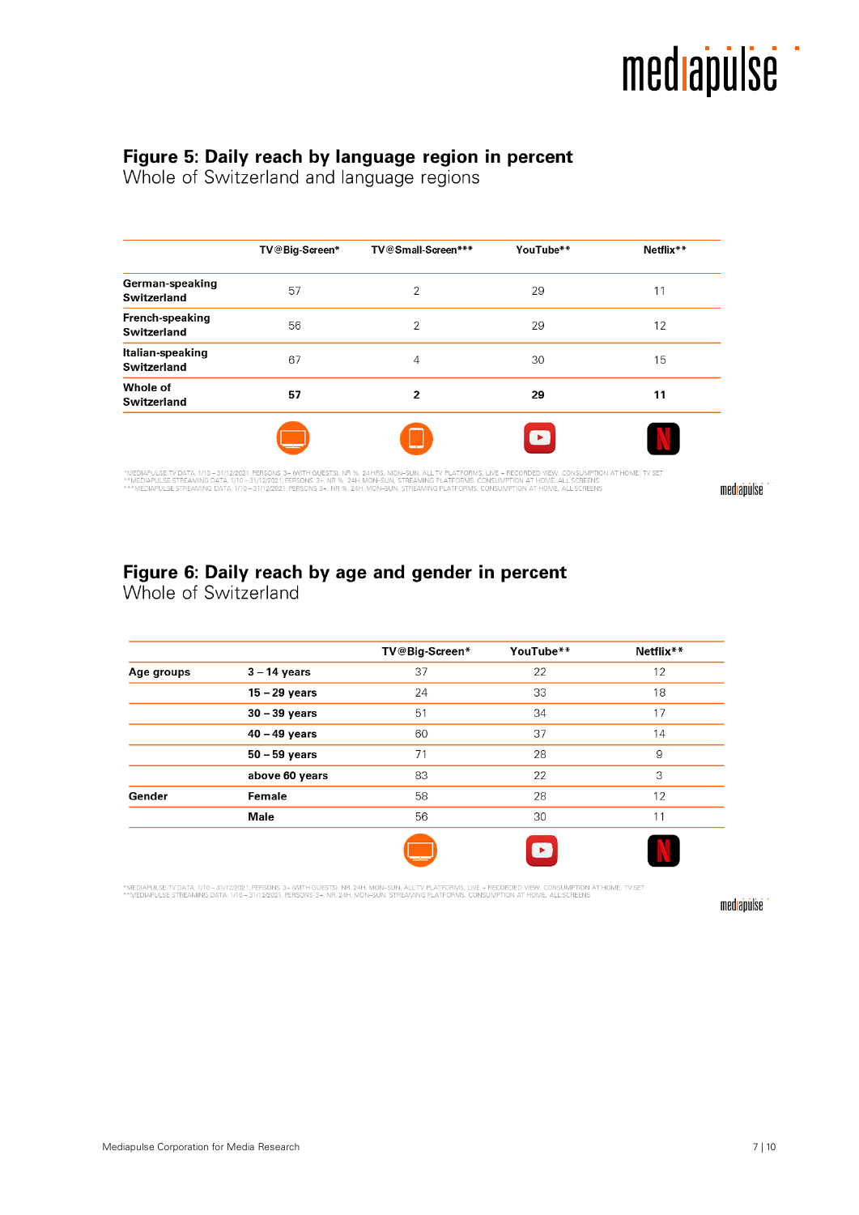## Figure 5: Daily reach by language region in percent

Whole of Switzerland and language regions

| | TV@Big-Screen* | TV@Small-Screen*** | YouTube** | Netflix** |
|---|---|---|---|---|
| **German-speaking Switzerland** | 57 | 2 | 29 | 11 |
| **French-speaking Switzerland** | 56 | 2 | 29 | 12 |
| **Italian-speaking Switzerland** | 67 | 4 | 30 | 15 |
| **Whole of Switzerland** | **57** | **2** | **29** | **11** |

*MEDIAPULSE TV DATA, 1/10 – 31/12/2021, PERSONS 3+ (WITH GUESTS), NR %, 24 HRS, MON–SUN, ALL TV PLATFORMS, LIVE + RECORDED VIEW, CONSUMPTION AT HOME, TV SET
**MEDIAPULSE STREAMING DATA, 1/10 – 31/12/2021, PERSONS 3+, NR %, 24H, MON–SUN, STREAMING PLATFORMS, CONSUMPTION AT HOME, ALL SCREENS
***MEDIAPULSE STREAMING DATA, 1/10 – 31/12/2021, PERSONS 3+, NR %, 24H, MON–SUN, STREAMING PLATFORMS, CONSUMPTION AT HOME, ALL SCREENS

## Figure 6: Daily reach by age and gender in percent

Whole of Switzerland

| | | TV@Big-Screen* | YouTube** | Netflix** |
|---|---|---|---|---|
| **Age groups** | **3 – 14 years** | 37 | 22 | 12 |
| | **15 – 29 years** | 24 | 33 | 18 |
| | **30 – 39 years** | 51 | 34 | 17 |
| | **40 – 49 years** | 60 | 37 | 14 |
| | **50 – 59 years** | 71 | 28 | 9 |
| | **above 60 years** | 83 | 22 | 3 |
| **Gender** | **Female** | 58 | 28 | 12 |
| | **Male** | 56 | 30 | 11 |

*MEDIAPULSE TV DATA, 1/10 – 31/12/2021, PERSONS 3+ (WITH GUESTS), NR, 24H, MON–SUN, ALL TV PLATFORMS, LIVE + RECORDED VIEW, CONSUMPTION AT HOME, TV SET
**MEDIAPULSE STREAMING DATA, 1/10 – 31/12/2021, PERSONS 3+, NR, 24H, MON–SUN, STREAMING PLATFORMS, CONSUMPTION AT HOME, ALL SCREENS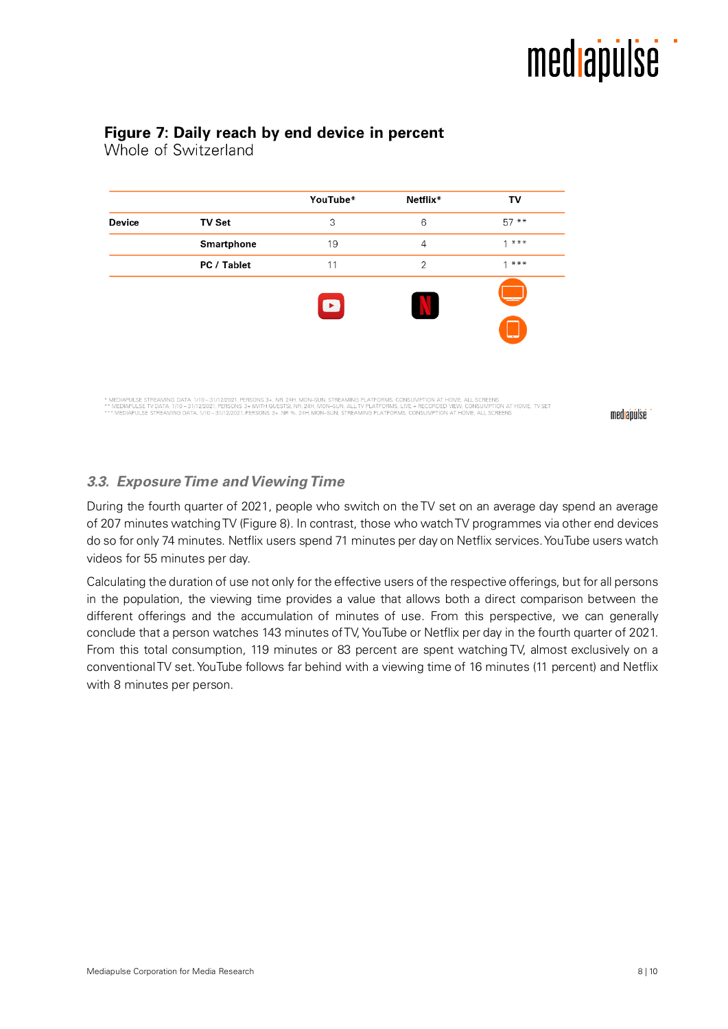**Figure 7: Daily reach by end device in percent**
Whole of Switzerland

| | | YouTube* | Netflix* | TV |
|---|---|---|---|---|
| **Device** | **TV Set** | 3 | 6 | 57 ** |
| | **Smartphone** | 19 | 4 | 1 *** |
| | **PC / Tablet** | 11 | 2 | 1 *** |

* MEDIAPULSE STREAMING DATA, 1/10 – 31/12/2021, PERSONS 3+, NR, 24H, MON–SUN, STREAMING PLATFORMS, CONSUMPTION AT HOME, ALL SCREENS
** MEDIAPULSE TV DATA, 1/10 – 31/12/2021, PERSONS 3+ (WITH GUESTS), NR, 24H, MON–SUN, ALL TV PLATFORMS, LIVE + RECORDED VIEW, CONSUMPTION AT HOME, TV SET
*** MEDIAPULSE STREAMING DATA, 1/10 – 31/12/2021, PERSONS 3+, NR %, 24H, MON–SUN, STREAMING PLATFORMS, CONSUMPTION AT HOME, ALL SCREENS

### *3.3. Exposure Time and Viewing Time*

During the fourth quarter of 2021, people who switch on the TV set on an average day spend an average of 207 minutes watching TV (Figure 8). In contrast, those who watch TV programmes via other end devices do so for only 74 minutes. Netflix users spend 71 minutes per day on Netflix services. YouTube users watch videos for 55 minutes per day.

Calculating the duration of use not only for the effective users of the respective offerings, but for all persons in the population, the viewing time provides a value that allows both a direct comparison between the different offerings and the accumulation of minutes of use. From this perspective, we can generally conclude that a person watches 143 minutes of TV, YouTube or Netflix per day in the fourth quarter of 2021. From this total consumption, 119 minutes or 83 percent are spent watching TV, almost exclusively on a conventional TV set. YouTube follows far behind with a viewing time of 16 minutes (11 percent) and Netflix with 8 minutes per person.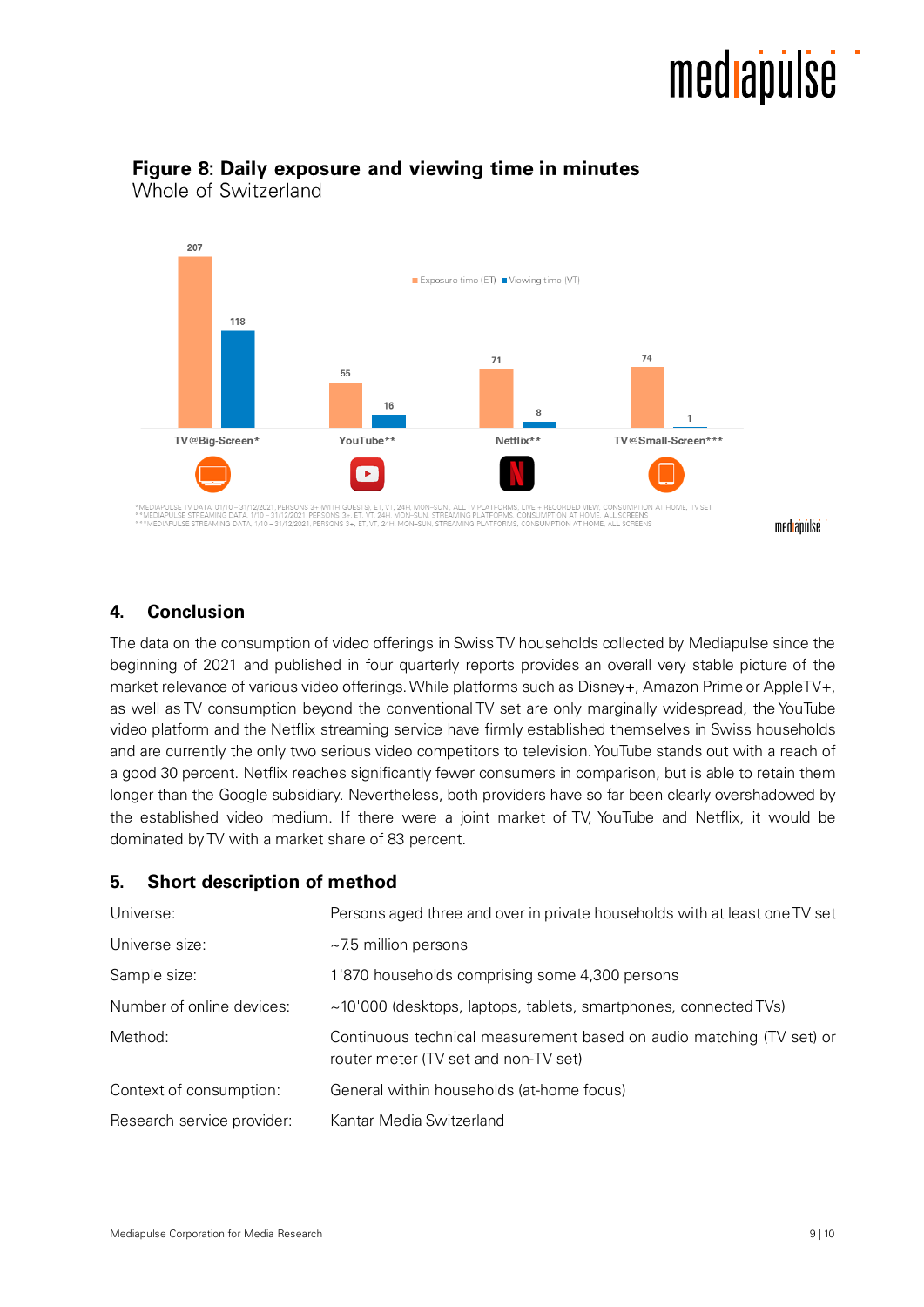**Figure 8: Daily exposure and viewing time in minutes**
Whole of Switzerland

| | Exposure time (ET) | Viewing time (VT) |
|---|---|---|
| TV@Big-Screen* | 207 | 118 |
| YouTube** | 55 | 16 |
| Netflix** | 71 | 8 |
| TV@Small-Screen*** | 74 | 1 |

*MEDIAPULSE TV DATA, 01/10 – 31/12/2021, PERSONS 3+ (WITH GUESTS), ET, VT, 24H, MON–SUN, ALL TV PLATFORMS, LIVE + RECORDED VIEW, CONSUMPTION AT HOME, TV SET
**MEDIAPULSE STREAMING DATA, 1/10 – 31/12/2021, PERSONS 3+, ET, VT, 24H, MON–SUN, STREAMING PLATFORMS, CONSUMPTION AT HOME, ALL SCREENS
***MEDIAPULSE STREAMING DATA, 1/10 – 31/12/2021, PERSONS 3+, ET, VT, 24H, MON–SUN, STREAMING PLATFORMS, CONSUMPTION AT HOME, ALL SCREENS

## 4. Conclusion

The data on the consumption of video offerings in Swiss TV households collected by Mediapulse since the beginning of 2021 and published in four quarterly reports provides an overall very stable picture of the market relevance of various video offerings. While platforms such as Disney+, Amazon Prime or AppleTV+, as well as TV consumption beyond the conventional TV set are only marginally widespread, the YouTube video platform and the Netflix streaming service have firmly established themselves in Swiss households and are currently the only two serious video competitors to television. YouTube stands out with a reach of a good 30 percent. Netflix reaches significantly fewer consumers in comparison, but is able to retain them longer than the Google subsidiary. Nevertheless, both providers have so far been clearly overshadowed by the established video medium. If there were a joint market of TV, YouTube and Netflix, it would be dominated by TV with a market share of 83 percent.

## 5. Short description of method

| | |
|---|---|
| Universe: | Persons aged three and over in private households with at least one TV set |
| Universe size: | ~7.5 million persons |
| Sample size: | 1'870 households comprising some 4,300 persons |
| Number of online devices: | ~10'000 (desktops, laptops, tablets, smartphones, connected TVs) |
| Method: | Continuous technical measurement based on audio matching (TV set) or router meter (TV set and non-TV set) |
| Context of consumption: | General within households (at-home focus) |
| Research service provider: | Kantar Media Switzerland |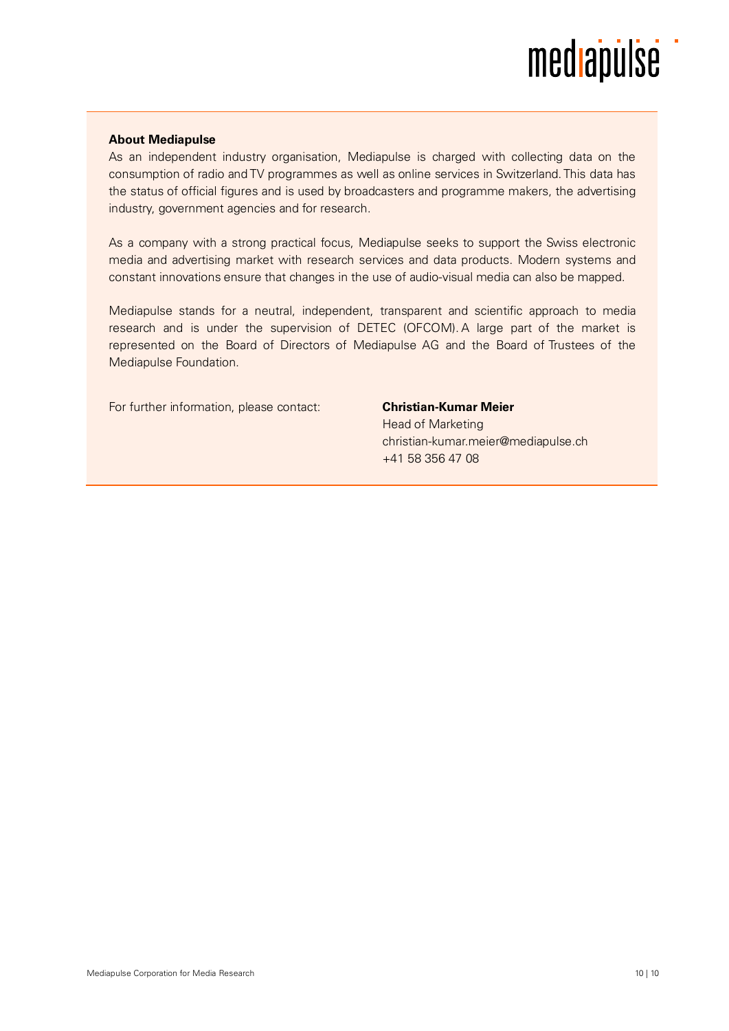**About Mediapulse**

As an independent industry organisation, Mediapulse is charged with collecting data on the consumption of radio and TV programmes as well as online services in Switzerland. This data has the status of official figures and is used by broadcasters and programme makers, the advertising industry, government agencies and for research.

As a company with a strong practical focus, Mediapulse seeks to support the Swiss electronic media and advertising market with research services and data products. Modern systems and constant innovations ensure that changes in the use of audio-visual media can also be mapped.

Mediapulse stands for a neutral, independent, transparent and scientific approach to media research and is under the supervision of DETEC (OFCOM). A large part of the market is represented on the Board of Directors of Mediapulse AG and the Board of Trustees of the Mediapulse Foundation.

For further information, please contact:

**Christian-Kumar Meier**
Head of Marketing
christian-kumar.meier@mediapulse.ch
+41 58 356 47 08